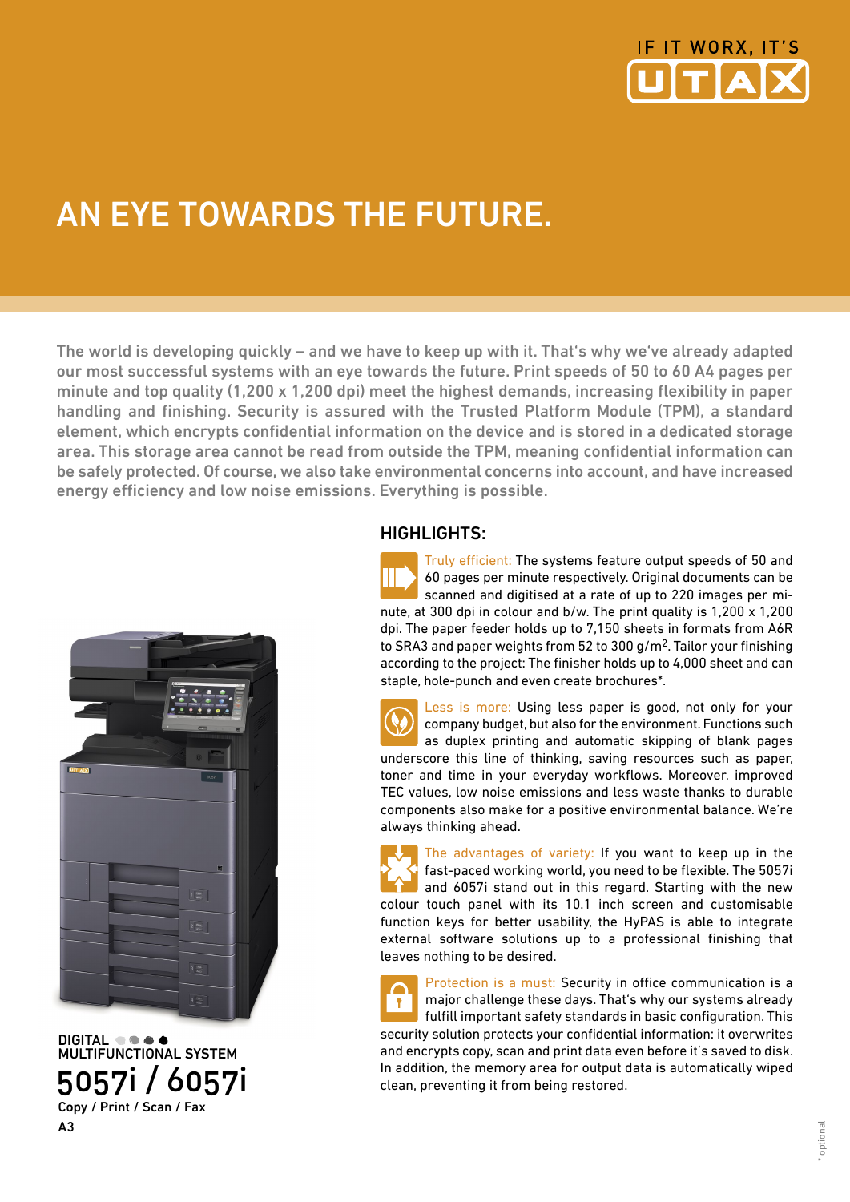IF IT WORX, IT'S UTAX

# AN EYE TOWARDS THE FUTURE.

The world is developing quickly – and we have to keep up with it. That's why we've already adapted our most successful systems with an eye towards the future. Print speeds of 50 to 60 A4 pages per minute and top quality (1,200 x 1,200 dpi) meet the highest demands, increasing flexibility in paper handling and finishing. Security is assured with the Trusted Platform Module (TPM), a standard element, which encrypts confidential information on the device and is stored in a dedicated storage area. This storage area cannot be read from outside the TPM, meaning confidential information can be safely protected. Of course, we also take environmental concerns into account, and have increased energy efficiency and low noise emissions. Everything is possible.

## HIGHLIGHTS:

Truly efficient: The systems feature output speeds of 50 and 60 pages per minute respectively. Original documents can be scanned and digitised at a rate of up to 220 images per minute, at 300 dpi in colour and b/w. The print quality is 1,200 x 1,200 dpi. The paper feeder holds up to 7,150 sheets in formats from A6R to SRA3 and paper weights from 52 to 300 g/m$^2$. Tailor your finishing according to the project: The finisher holds up to 4,000 sheet and can staple, hole-punch and even create brochures*.

Less is more: Using less paper is good, not only for your company budget, but also for the environment. Functions such as duplex printing and automatic skipping of blank pages underscore this line of thinking, saving resources such as paper, toner and time in your everyday workflows. Moreover, improved TEC values, low noise emissions and less waste thanks to durable components also make for a positive environmental balance. We're always thinking ahead.

The advantages of variety: If you want to keep up in the fast-paced working world, you need to be flexible. The 5057i and 6057i stand out in this regard. Starting with the new colour touch panel with its 10.1 inch screen and customisable function keys for better usability, the HyPAS is able to integrate external software solutions up to a professional finishing that leaves nothing to be desired.

Protection is a must: Security in office communication is a major challenge these days. That's why our systems already fulfill important safety standards in basic configuration. This security solution protects your confidential information: it overwrites and encrypts copy, scan and print data even before it's saved to disk. In addition, the memory area for output data is automatically wiped clean, preventing it from being restored.

DIGITAL MULTIFUNCTIONAL SYSTEM

# 5057i / 6057i

Copy / Print / Scan / Fax

A3

\* optional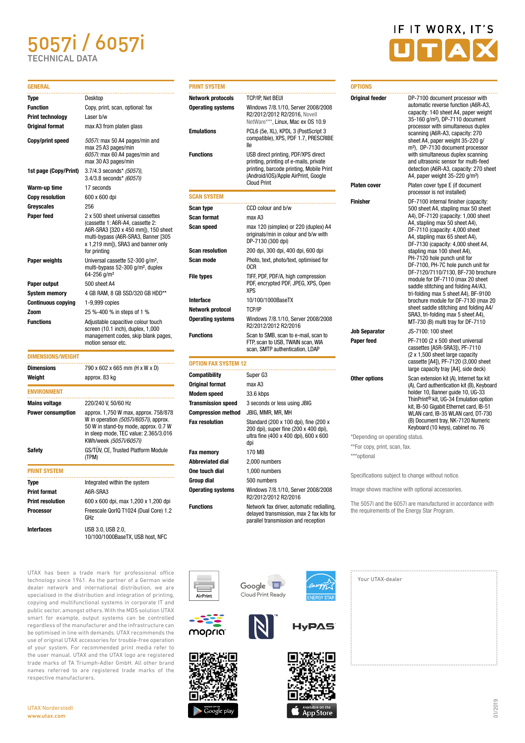# 5057i / 6057i

TECHNICAL DATA

IF IT WORX, IT'S UTAX

## GENERAL

| | |
|---|---|
| **Type** | Desktop |
| **Function** | Copy, print, scan, optional: fax |
| **Print technology** | Laser b/w |
| **Original format** | max A3 from platen glass |
| **Copy/print speed** | *5057i:* max 50 A4 pages/min and max 25 A3 pages/min *6057i:* max 60 A4 pages/min and max 30 A3 pages/min |
| **1st page (Copy/Print)** | 3.7/4.3 seconds* *(5057i)*, 3.4/3.8 seconds* *(6057i)* |
| **Warm-up time** | 17 seconds |
| **Copy resolution** | 600 x 600 dpi |
| **Greyscales** | 256 |
| **Paper feed** | 2 x 500 sheet universal cassettes (cassette 1: A6R-A4, cassette 2: A6R-SRA3 [320 x 450 mm]), 150 sheet multi-bypass (A6R-SRA3, Banner [305 x 1,219 mm]), SRA3 and banner only for printing |
| **Paper weights** | Universal cassette 52-300 g/m², multi-bypass 52-300 g/m², duplex 64-256 g/m² |
| **Paper output** | 500 sheet A4 |
| **System memory** | 4 GB RAM, 8 GB SSD/320 GB HDD** |
| **Continuous copying** | 1-9,999 copies |
| **Zoom** | 25 %-400 % in steps of 1 % |
| **Functions** | Adjustable capacitive colour touch screen (10.1 inch), duplex, 1,000 management codes, skip blank pages, motion sensor etc. |

## DIMENSIONS/WEIGHT

| | |
|---|---|
| **Dimensions** | 790 x 602 x 665 mm (H x W x D) |
| **Weight** | approx. 83 kg |

## ENVIRONMENT

| | |
|---|---|
| **Mains voltage** | 220/240 V, 50/60 Hz |
| **Power consumption** | approx. 1,750 W max, approx. 758/878 W in operation *(5057i/6057i)*, approx. 50 W in stand-by mode, approx. 0.7 W in sleep mode, TEC value: 2.365/3.016 KWh/week *(5057i/6057i)* |
| **Safety** | GS/TÜV, CE, Trusted Platform Module (TPM) |

## PRINT SYSTEM

| | |
|---|---|
| **Type** | Integrated within the system |
| **Print format** | A6R-SRA3 |
| **Print resolution** | 600 x 600 dpi, max 1,200 x 1,200 dpi |
| **Processor** | Freescale QorIQ T1024 (Dual Core) 1.2 GHz |
| **Interfaces** | USB 3.0, USB 2.0, 10/100/1000BaseTX, USB host, NFC |

## PRINT SYSTEM

| | |
|---|---|
| **Network protocols** | TCP/IP, Net BEUI |
| **Operating systems** | Windows 7/8.1/10, Server 2008/2008 R2/2012/2012 R2/2016, Novell NetWare***, Linux, Mac ex OS 10.9 |
| **Emulations** | PCL6 (5e, XL), KPDL 3 (PostScript 3 compatible), XPS, PDF 1.7, PRESCRIBE IIe |
| **Functions** | USB direct printing, PDF/XPS direct printing, printing of e-mails, private printing, barcode printing, Mobile Print (Android/iOS)/Apple AirPrint, Google Cloud Print |

## SCAN SYSTEM

| | |
|---|---|
| **Scan type** | CCD colour and b/w |
| **Scan format** | max A3 |
| **Scan speed** | max 120 (simplex) or 220 (duplex) A4 originals/min in colour and b/w with DP-7130 (300 dpi) |
| **Scan resolution** | 200 dpi, 300 dpi, 400 dpi, 600 dpi |
| **Scan mode** | Photo, text, photo/text, optimised for OCR |
| **File types** | TIFF, PDF, PDF/A, high compression PDF, encrypted PDF, JPEG, XPS, Open XPS |
| **Interface** | 10/100/1000BaseTX |
| **Network protocol** | TCP/IP |
| **Operating systems** | Windows 7/8.1/10, Server 2008/2008 R2/2012/2012 R2/2016 |
| **Functions** | Scan to SMB, scan to e-mail, scan to FTP, scan to USB, TWAIN scan, WIA scan, SMTP authentication, LDAP |

## OPTION FAX SYSTEM 12

| | |
|---|---|
| **Compatibility** | Super G3 |
| **Original format** | max A3 |
| **Modem speed** | 33.6 kbps |
| **Transmission speed** | 3 seconds or less using JBIG |
| **Compression method** | JBIG, MMR, MR, MH |
| **Fax resolution** | Standard (200 x 100 dpi), fine (200 x 200 dpi), super fine (200 x 400 dpi), ultra fine (400 x 400 dpi), 600 x 600 dpi |
| **Fax memory** | 170 MB |
| **Abbreviated dial** | 2,000 numbers |
| **One touch dial** | 1,000 numbers |
| **Group dial** | 500 numbers |
| **Operating systems** | Windows 7/8.1/10, Server 2008/2008 R2/2012/2012 R2/2016 |
| **Functions** | Network fax driver, automatic redialling, delayed transmission, max 2 fax kits for parallel transmission and reception |

## OPTIONS

| | |
|---|---|
| **Original feeder** | DP-7100 document processor with automatic reverse function (A6R-A3, capacity: 140 sheet A4, paper weight 35-160 g/m²), DP-7110 document processor with simultaneous duplex scanning (A6R-A3, capacity: 270 sheet A4, paper weight 35-220 g/m²), DP-7130 document processor with simultaneous duplex scanning and ultrasonic sensor for multi-feed detection (A6R-A3, capacity: 270 sheet A4, paper weight 35-220 g/m²) |
| **Platen cover** | Platen cover type E (if document processor is not installed) |
| **Finisher** | DF-7100 internal finisher (capacity: 500 sheet A4, stapling max 50 sheet A4), DF-7120 (capacity: 1,000 sheet A4, stapling max 50 sheet A4), DF-7110 (capacity: 4,000 sheet A4, stapling max 65 sheet A4), DF-7130 (capacity: 4,000 sheet A4, stapling max 100 sheet A4), PH-7120 hole punch unit for DF-7100, PH-7C hole punch unit for DF-7120/7110/7130, BF-730 brochure module for DF-7110 (max 20 sheet saddle stitching and folding A4/A3, tri-folding max 5 sheet A4), BF-9100 brochure module for DF-7130 (max 20 sheet saddle stitching and folding A4/SRA3, tri-folding max 5 sheet A4), MT-730 (B) multi tray for DF-7110 |
| **Job Separator** | JS-7100: 100 sheet |
| **Paper feed** | PF-7100 (2 x 500 sheet universal cassettes [A5R-SRA3]), PF-7110 (2 x 1,500 sheet large capacity cassette [A4]), PF-7120 (3,000 sheet large capacity tray [A4], side deck) |
| **Other options** | Scan extension kit (A), Internet fax kit (A), Card authentication kit (B), Keyboard holder 10, Banner guide 10, UG-33 ThinPrint® kit, UG-34 Emulation option kit, IB-50 Gigabit Ethernet card, IB-51 WLAN card, IB-35 WLAN card, DT-730 (B) Document tray, NK-7120 Numeric Keyboard (10 keys), cabinet no. 76 |

*Depending on operating status.

**For copy, print, scan, fax.

***optional

Specifications subject to change without notice.

Image shows machine with optional accessories.

The 5057i and the 6057i are manufactured in accordance with the requirements of the Energy Star Program.

UTAX has been a trade mark for professional office technology since 1961. As the partner of a German wide dealer network and international distribution, we are specialised in the distribution and integration of printing, copying and multifunctional systems in corporate IT and public sector, amongst others. With the MDS solution UTAX smart for example, output systems can be controlled regardless of the manufacturer and the infrastructure can be optimised in line with demands. UTAX recommends the use of original UTAX accessories for trouble-free operation of your system. For recommended print media refer to the user manual. UTAX and the UTAX logo are registered trade marks of TA Triumph-Adler GmbH. All other brand names referred to are registered trade marks of the respective manufacturers.

AirPrint | Google Cloud Print Ready | ENERGY STAR | mopria | HyPAS | Google play | Available on the App Store

Your UTAX-dealer

UTAX Norderstedt
www.utax.com

01/2019